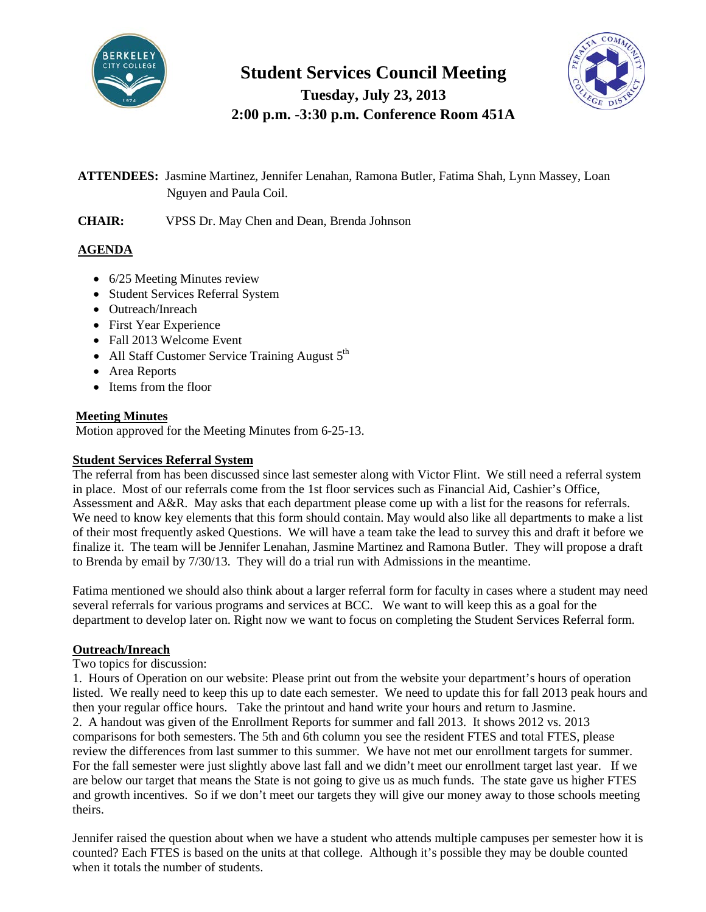# Student Services Council Meeting

**Tuesday, July 23, 2013**

**2:00 p.m. -3:30 p.m. Conference Room 451A**

**ATTENDEES:** Jasmine Martinez, Jennifer Lenahan, Ramona Butler, Fatima Shah, Lynn Massey, Loan Nguyen and Paula Coil.

**CHAIR:** VPSS Dr. May Chen and Dean, Brenda Johnson

## AGENDA

- 6/25 Meeting Minutes review
- Student Services Referral System
- Outreach/Inreach
- First Year Experience
- Fall 2013 Welcome Event
- All Staff Customer Service Training August 5th
- Area Reports
- Items from the floor

### Meeting Minutes

Motion approved for the Meeting Minutes from 6-25-13.

### Student Services Referral System

The referral from has been discussed since last semester along with Victor Flint. We still need a referral system in place. Most of our referrals come from the 1st floor services such as Financial Aid, Cashier's Office, Assessment and A&R. May asks that each department please come up with a list for the reasons for referrals. We need to know key elements that this form should contain. May would also like all departments to make a list of their most frequently asked Questions. We will have a team take the lead to survey this and draft it before we finalize it. The team will be Jennifer Lenahan, Jasmine Martinez and Ramona Butler. They will propose a draft to Brenda by email by 7/30/13. They will do a trial run with Admissions in the meantime.

Fatima mentioned we should also think about a larger referral form for faculty in cases where a student may need several referrals for various programs and services at BCC. We want to will keep this as a goal for the department to develop later on. Right now we want to focus on completing the Student Services Referral form.

### Outreach/Inreach

Two topics for discussion:

1. Hours of Operation on our website: Please print out from the website your department's hours of operation listed. We really need to keep this up to date each semester. We need to update this for fall 2013 peak hours and then your regular office hours. Take the printout and hand write your hours and return to Jasmine.
2. A handout was given of the Enrollment Reports for summer and fall 2013. It shows 2012 vs. 2013 comparisons for both semesters. The 5th and 6th column you see the resident FTES and total FTES, please review the differences from last summer to this summer. We have not met our enrollment targets for summer. For the fall semester were just slightly above last fall and we didn't meet our enrollment target last year. If we are below our target that means the State is not going to give us as much funds. The state gave us higher FTES and growth incentives. So if we don't meet our targets they will give our money away to those schools meeting theirs.

Jennifer raised the question about when we have a student who attends multiple campuses per semester how it is counted? Each FTES is based on the units at that college. Although it's possible they may be double counted when it totals the number of students.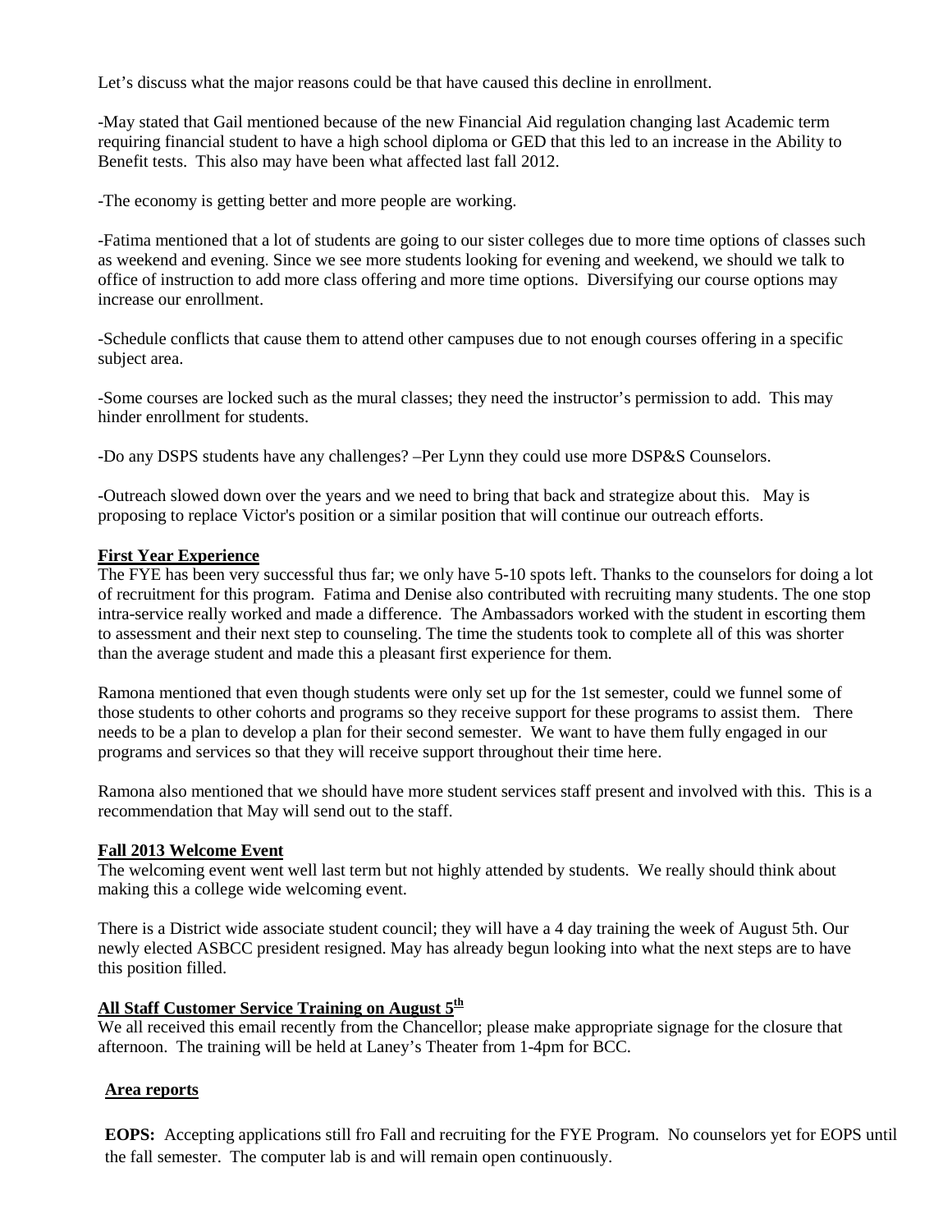Let's discuss what the major reasons could be that have caused this decline in enrollment.

-May stated that Gail mentioned because of the new Financial Aid regulation changing last Academic term requiring financial student to have a high school diploma or GED that this led to an increase in the Ability to Benefit tests. This also may have been what affected last fall 2012.

-The economy is getting better and more people are working.

-Fatima mentioned that a lot of students are going to our sister colleges due to more time options of classes such as weekend and evening. Since we see more students looking for evening and weekend, we should we talk to office of instruction to add more class offering and more time options. Diversifying our course options may increase our enrollment.

-Schedule conflicts that cause them to attend other campuses due to not enough courses offering in a specific subject area.

-Some courses are locked such as the mural classes; they need the instructor's permission to add. This may hinder enrollment for students.

-Do any DSPS students have any challenges? –Per Lynn they could use more DSP&S Counselors.

-Outreach slowed down over the years and we need to bring that back and strategize about this. May is proposing to replace Victor's position or a similar position that will continue our outreach efforts.

**First Year Experience**

The FYE has been very successful thus far; we only have 5-10 spots left. Thanks to the counselors for doing a lot of recruitment for this program. Fatima and Denise also contributed with recruiting many students. The one stop intra-service really worked and made a difference. The Ambassadors worked with the student in escorting them to assessment and their next step to counseling. The time the students took to complete all of this was shorter than the average student and made this a pleasant first experience for them.

Ramona mentioned that even though students were only set up for the 1st semester, could we funnel some of those students to other cohorts and programs so they receive support for these programs to assist them. There needs to be a plan to develop a plan for their second semester. We want to have them fully engaged in our programs and services so that they will receive support throughout their time here.

Ramona also mentioned that we should have more student services staff present and involved with this. This is a recommendation that May will send out to the staff.

**Fall 2013 Welcome Event**

The welcoming event went well last term but not highly attended by students. We really should think about making this a college wide welcoming event.

There is a District wide associate student council; they will have a 4 day training the week of August 5th. Our newly elected ASBCC president resigned. May has already begun looking into what the next steps are to have this position filled.

**All Staff Customer Service Training on August 5th**

We all received this email recently from the Chancellor; please make appropriate signage for the closure that afternoon. The training will be held at Laney's Theater from 1-4pm for BCC.

**Area reports**

**EOPS:** Accepting applications still fro Fall and recruiting for the FYE Program. No counselors yet for EOPS until the fall semester. The computer lab is and will remain open continuously.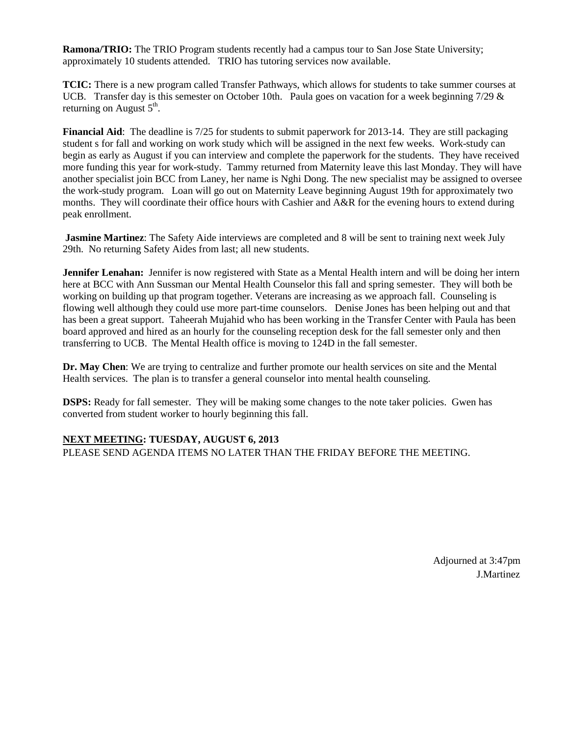**Ramona/TRIO:** The TRIO Program students recently had a campus tour to San Jose State University; approximately 10 students attended. TRIO has tutoring services now available.

**TCIC:** There is a new program called Transfer Pathways, which allows for students to take summer courses at UCB. Transfer day is this semester on October 10th. Paula goes on vacation for a week beginning 7/29 & returning on August 5th.

**Financial Aid**: The deadline is 7/25 for students to submit paperwork for 2013-14. They are still packaging student s for fall and working on work study which will be assigned in the next few weeks. Work-study can begin as early as August if you can interview and complete the paperwork for the students. They have received more funding this year for work-study. Tammy returned from Maternity leave this last Monday. They will have another specialist join BCC from Laney, her name is Nghi Dong. The new specialist may be assigned to oversee the work-study program. Loan will go out on Maternity Leave beginning August 19th for approximately two months. They will coordinate their office hours with Cashier and A&R for the evening hours to extend during peak enrollment.

**Jasmine Martinez**: The Safety Aide interviews are completed and 8 will be sent to training next week July 29th. No returning Safety Aides from last; all new students.

**Jennifer Lenahan:** Jennifer is now registered with State as a Mental Health intern and will be doing her intern here at BCC with Ann Sussman our Mental Health Counselor this fall and spring semester. They will both be working on building up that program together. Veterans are increasing as we approach fall. Counseling is flowing well although they could use more part-time counselors. Denise Jones has been helping out and that has been a great support. Taheerah Mujahid who has been working in the Transfer Center with Paula has been board approved and hired as an hourly for the counseling reception desk for the fall semester only and then transferring to UCB. The Mental Health office is moving to 124D in the fall semester.

**Dr. May Chen**: We are trying to centralize and further promote our health services on site and the Mental Health services. The plan is to transfer a general counselor into mental health counseling.

**DSPS:** Ready for fall semester. They will be making some changes to the note taker policies. Gwen has converted from student worker to hourly beginning this fall.

**<u>NEXT MEETING</u>: TUESDAY, AUGUST 6, 2013**
PLEASE SEND AGENDA ITEMS NO LATER THAN THE FRIDAY BEFORE THE MEETING.

Adjourned at 3:47pm
J.Martinez